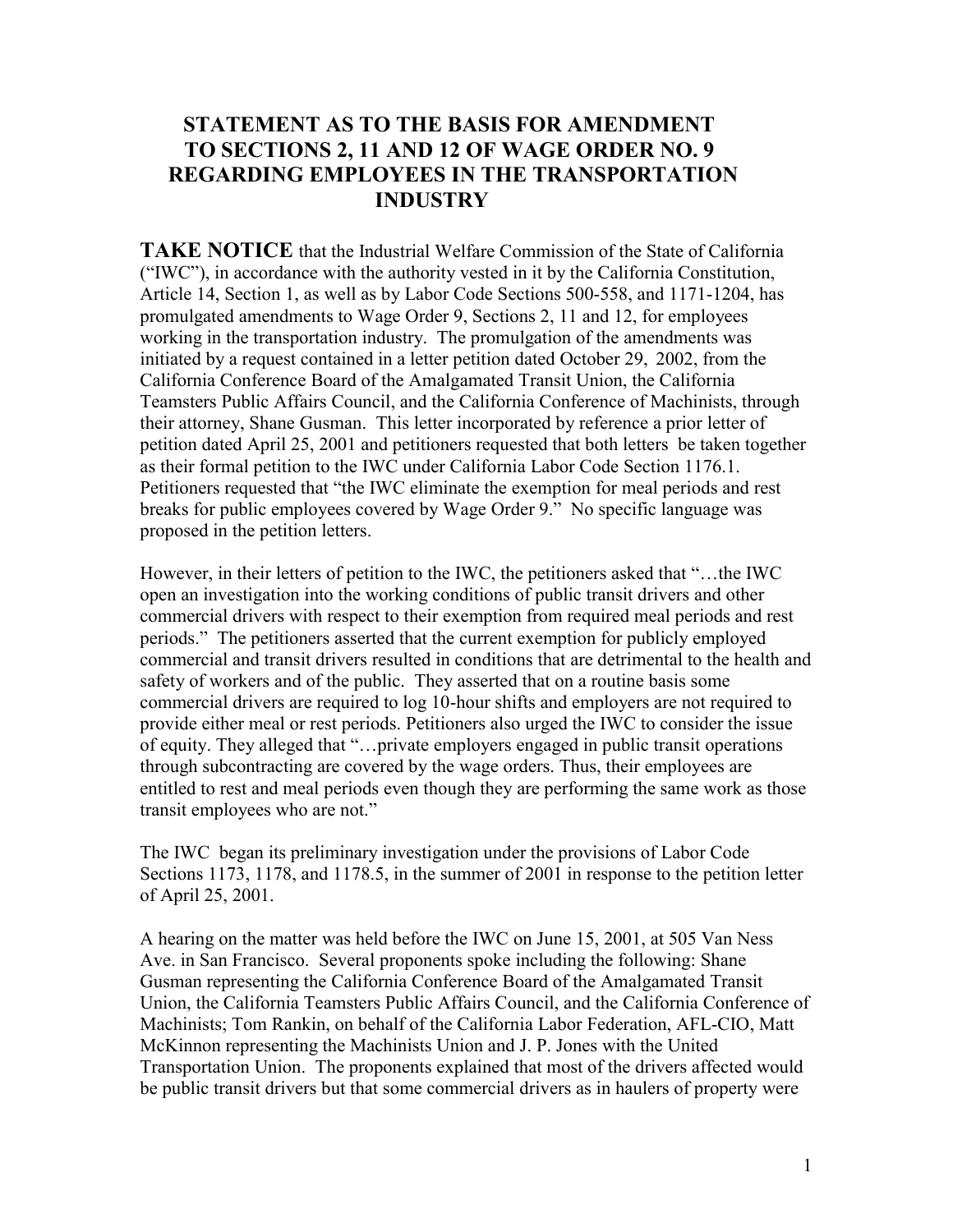# STATEMENT AS TO THE BASIS FOR AMENDMENT TO SECTIONS 2, 11 AND 12 OF WAGE ORDER NO. 9 REGARDING EMPLOYEES IN THE TRANSPORTATION INDUSTRY

**TAKE NOTICE** that the Industrial Welfare Commission of the State of California ("IWC"), in accordance with the authority vested in it by the California Constitution, Article 14, Section 1, as well as by Labor Code Sections 500-558, and 1171-1204, has promulgated amendments to Wage Order 9, Sections 2, 11 and 12, for employees working in the transportation industry. The promulgation of the amendments was initiated by a request contained in a letter petition dated October 29, 2002, from the California Conference Board of the Amalgamated Transit Union, the California Teamsters Public Affairs Council, and the California Conference of Machinists, through their attorney, Shane Gusman. This letter incorporated by reference a prior letter of petition dated April 25, 2001 and petitioners requested that both letters be taken together as their formal petition to the IWC under California Labor Code Section 1176.1. Petitioners requested that "the IWC eliminate the exemption for meal periods and rest breaks for public employees covered by Wage Order 9." No specific language was proposed in the petition letters.

However, in their letters of petition to the IWC, the petitioners asked that "…the IWC open an investigation into the working conditions of public transit drivers and other commercial drivers with respect to their exemption from required meal periods and rest periods." The petitioners asserted that the current exemption for publicly employed commercial and transit drivers resulted in conditions that are detrimental to the health and safety of workers and of the public. They asserted that on a routine basis some commercial drivers are required to log 10-hour shifts and employers are not required to provide either meal or rest periods. Petitioners also urged the IWC to consider the issue of equity. They alleged that "…private employers engaged in public transit operations through subcontracting are covered by the wage orders. Thus, their employees are entitled to rest and meal periods even though they are performing the same work as those transit employees who are not."

The IWC began its preliminary investigation under the provisions of Labor Code Sections 1173, 1178, and 1178.5, in the summer of 2001 in response to the petition letter of April 25, 2001.

A hearing on the matter was held before the IWC on June 15, 2001, at 505 Van Ness Ave. in San Francisco. Several proponents spoke including the following: Shane Gusman representing the California Conference Board of the Amalgamated Transit Union, the California Teamsters Public Affairs Council, and the California Conference of Machinists; Tom Rankin, on behalf of the California Labor Federation, AFL-CIO, Matt McKinnon representing the Machinists Union and J. P. Jones with the United Transportation Union. The proponents explained that most of the drivers affected would be public transit drivers but that some commercial drivers as in haulers of property were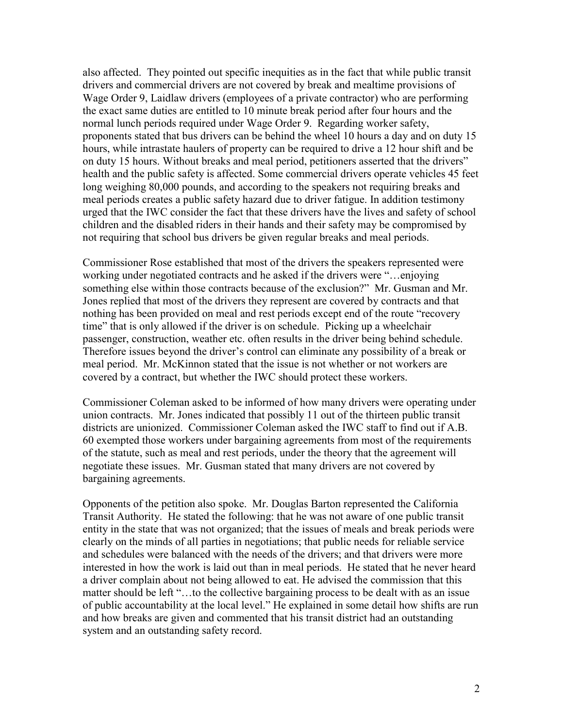also affected. They pointed out specific inequities as in the fact that while public transit drivers and commercial drivers are not covered by break and mealtime provisions of Wage Order 9, Laidlaw drivers (employees of a private contractor) who are performing the exact same duties are entitled to 10 minute break period after four hours and the normal lunch periods required under Wage Order 9. Regarding worker safety, proponents stated that bus drivers can be behind the wheel 10 hours a day and on duty 15 hours, while intrastate haulers of property can be required to drive a 12 hour shift and be on duty 15 hours. Without breaks and meal period, petitioners asserted that the drivers" health and the public safety is affected. Some commercial drivers operate vehicles 45 feet long weighing 80,000 pounds, and according to the speakers not requiring breaks and meal periods creates a public safety hazard due to driver fatigue. In addition testimony urged that the IWC consider the fact that these drivers have the lives and safety of school children and the disabled riders in their hands and their safety may be compromised by not requiring that school bus drivers be given regular breaks and meal periods.

Commissioner Rose established that most of the drivers the speakers represented were working under negotiated contracts and he asked if the drivers were "…enjoying something else within those contracts because of the exclusion?" Mr. Gusman and Mr. Jones replied that most of the drivers they represent are covered by contracts and that nothing has been provided on meal and rest periods except end of the route "recovery time" that is only allowed if the driver is on schedule. Picking up a wheelchair passenger, construction, weather etc. often results in the driver being behind schedule. Therefore issues beyond the driver's control can eliminate any possibility of a break or meal period. Mr. McKinnon stated that the issue is not whether or not workers are covered by a contract, but whether the IWC should protect these workers.

Commissioner Coleman asked to be informed of how many drivers were operating under union contracts. Mr. Jones indicated that possibly 11 out of the thirteen public transit districts are unionized. Commissioner Coleman asked the IWC staff to find out if A.B. 60 exempted those workers under bargaining agreements from most of the requirements of the statute, such as meal and rest periods, under the theory that the agreement will negotiate these issues. Mr. Gusman stated that many drivers are not covered by bargaining agreements.

Opponents of the petition also spoke. Mr. Douglas Barton represented the California Transit Authority. He stated the following: that he was not aware of one public transit entity in the state that was not organized; that the issues of meals and break periods were clearly on the minds of all parties in negotiations; that public needs for reliable service and schedules were balanced with the needs of the drivers; and that drivers were more interested in how the work is laid out than in meal periods. He stated that he never heard a driver complain about not being allowed to eat. He advised the commission that this matter should be left "…to the collective bargaining process to be dealt with as an issue of public accountability at the local level." He explained in some detail how shifts are run and how breaks are given and commented that his transit district had an outstanding system and an outstanding safety record.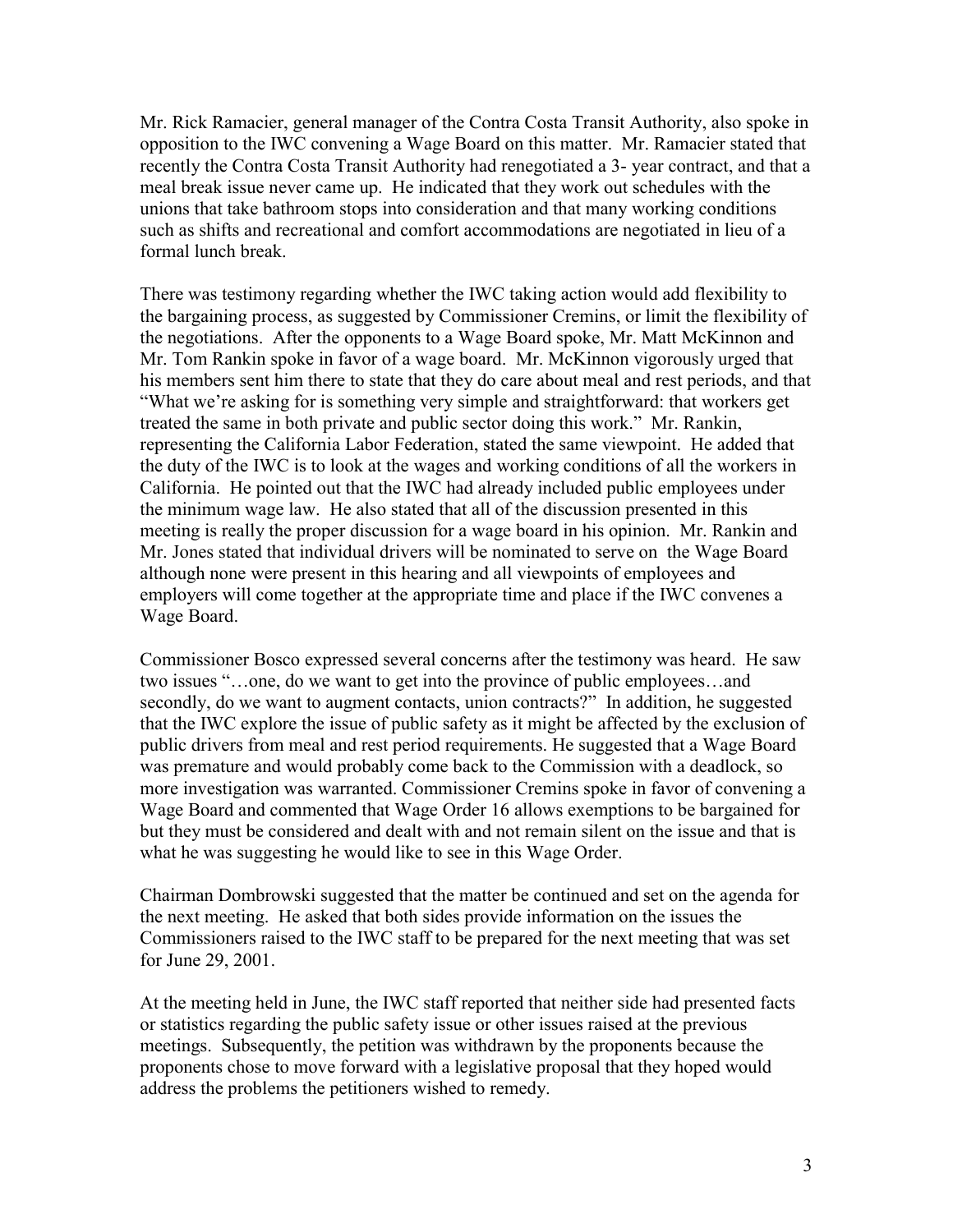Mr. Rick Ramacier, general manager of the Contra Costa Transit Authority, also spoke in opposition to the IWC convening a Wage Board on this matter. Mr. Ramacier stated that recently the Contra Costa Transit Authority had renegotiated a 3- year contract, and that a meal break issue never came up. He indicated that they work out schedules with the unions that take bathroom stops into consideration and that many working conditions such as shifts and recreational and comfort accommodations are negotiated in lieu of a formal lunch break.

There was testimony regarding whether the IWC taking action would add flexibility to the bargaining process, as suggested by Commissioner Cremins, or limit the flexibility of the negotiations. After the opponents to a Wage Board spoke, Mr. Matt McKinnon and Mr. Tom Rankin spoke in favor of a wage board. Mr. McKinnon vigorously urged that his members sent him there to state that they do care about meal and rest periods, and that "What we're asking for is something very simple and straightforward: that workers get treated the same in both private and public sector doing this work." Mr. Rankin, representing the California Labor Federation, stated the same viewpoint. He added that the duty of the IWC is to look at the wages and working conditions of all the workers in California. He pointed out that the IWC had already included public employees under the minimum wage law. He also stated that all of the discussion presented in this meeting is really the proper discussion for a wage board in his opinion. Mr. Rankin and Mr. Jones stated that individual drivers will be nominated to serve on the Wage Board although none were present in this hearing and all viewpoints of employees and employers will come together at the appropriate time and place if the IWC convenes a Wage Board.

Commissioner Bosco expressed several concerns after the testimony was heard. He saw two issues "…one, do we want to get into the province of public employees…and secondly, do we want to augment contacts, union contracts?" In addition, he suggested that the IWC explore the issue of public safety as it might be affected by the exclusion of public drivers from meal and rest period requirements. He suggested that a Wage Board was premature and would probably come back to the Commission with a deadlock, so more investigation was warranted. Commissioner Cremins spoke in favor of convening a Wage Board and commented that Wage Order 16 allows exemptions to be bargained for but they must be considered and dealt with and not remain silent on the issue and that is what he was suggesting he would like to see in this Wage Order.

Chairman Dombrowski suggested that the matter be continued and set on the agenda for the next meeting. He asked that both sides provide information on the issues the Commissioners raised to the IWC staff to be prepared for the next meeting that was set for June 29, 2001.

At the meeting held in June, the IWC staff reported that neither side had presented facts or statistics regarding the public safety issue or other issues raised at the previous meetings. Subsequently, the petition was withdrawn by the proponents because the proponents chose to move forward with a legislative proposal that they hoped would address the problems the petitioners wished to remedy.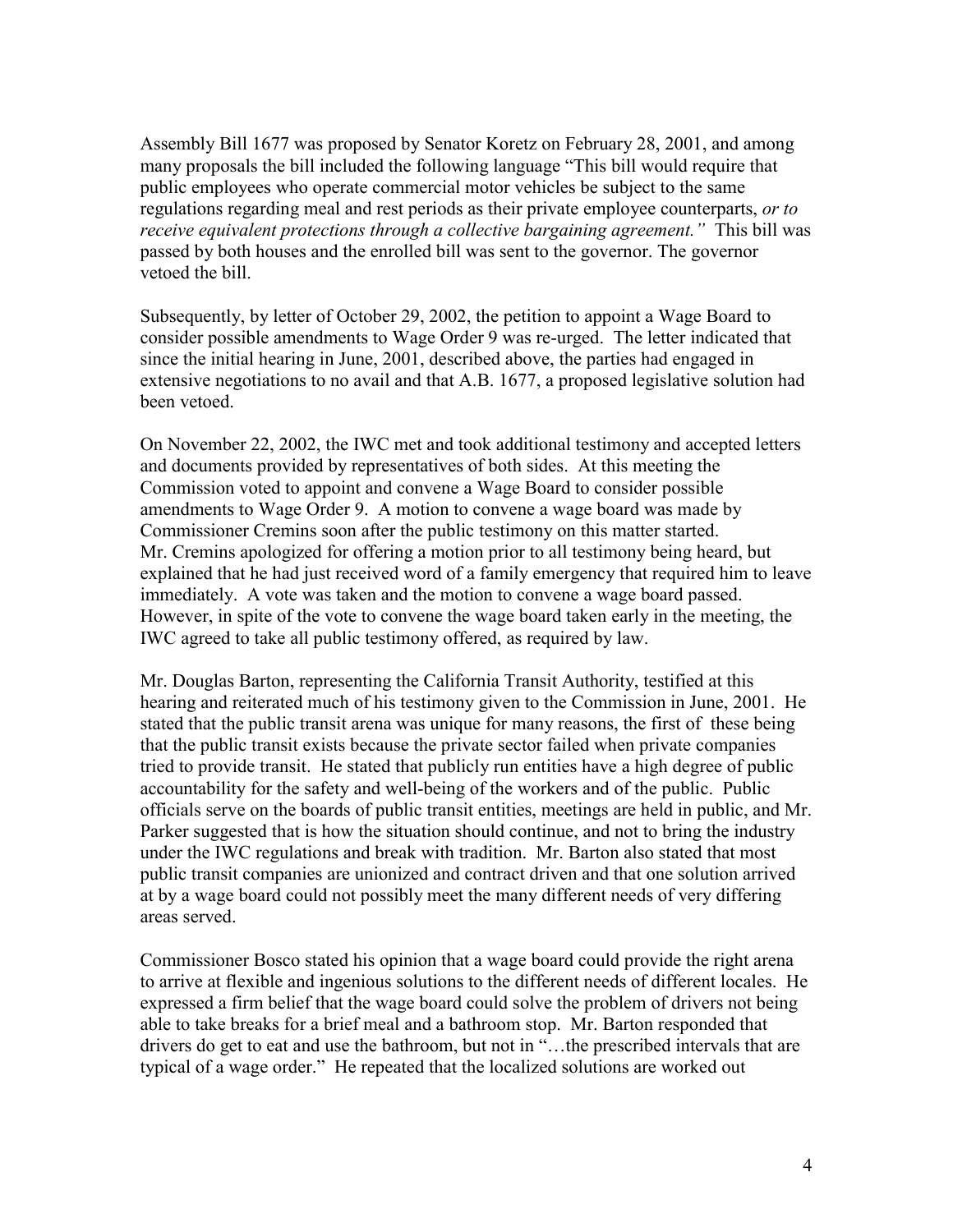Assembly Bill 1677 was proposed by Senator Koretz on February 28, 2001, and among many proposals the bill included the following language "This bill would require that public employees who operate commercial motor vehicles be subject to the same regulations regarding meal and rest periods as their private employee counterparts, *or to receive equivalent protections through a collective bargaining agreement."* This bill was passed by both houses and the enrolled bill was sent to the governor. The governor vetoed the bill.

Subsequently, by letter of October 29, 2002, the petition to appoint a Wage Board to consider possible amendments to Wage Order 9 was re-urged. The letter indicated that since the initial hearing in June, 2001, described above, the parties had engaged in extensive negotiations to no avail and that A.B. 1677, a proposed legislative solution had been vetoed.

On November 22, 2002, the IWC met and took additional testimony and accepted letters and documents provided by representatives of both sides. At this meeting the Commission voted to appoint and convene a Wage Board to consider possible amendments to Wage Order 9. A motion to convene a wage board was made by Commissioner Cremins soon after the public testimony on this matter started. Mr. Cremins apologized for offering a motion prior to all testimony being heard, but explained that he had just received word of a family emergency that required him to leave immediately. A vote was taken and the motion to convene a wage board passed. However, in spite of the vote to convene the wage board taken early in the meeting, the IWC agreed to take all public testimony offered, as required by law.

Mr. Douglas Barton, representing the California Transit Authority, testified at this hearing and reiterated much of his testimony given to the Commission in June, 2001. He stated that the public transit arena was unique for many reasons, the first of these being that the public transit exists because the private sector failed when private companies tried to provide transit. He stated that publicly run entities have a high degree of public accountability for the safety and well-being of the workers and of the public. Public officials serve on the boards of public transit entities, meetings are held in public, and Mr. Parker suggested that is how the situation should continue, and not to bring the industry under the IWC regulations and break with tradition. Mr. Barton also stated that most public transit companies are unionized and contract driven and that one solution arrived at by a wage board could not possibly meet the many different needs of very differing areas served.

Commissioner Bosco stated his opinion that a wage board could provide the right arena to arrive at flexible and ingenious solutions to the different needs of different locales. He expressed a firm belief that the wage board could solve the problem of drivers not being able to take breaks for a brief meal and a bathroom stop. Mr. Barton responded that drivers do get to eat and use the bathroom, but not in "…the prescribed intervals that are typical of a wage order." He repeated that the localized solutions are worked out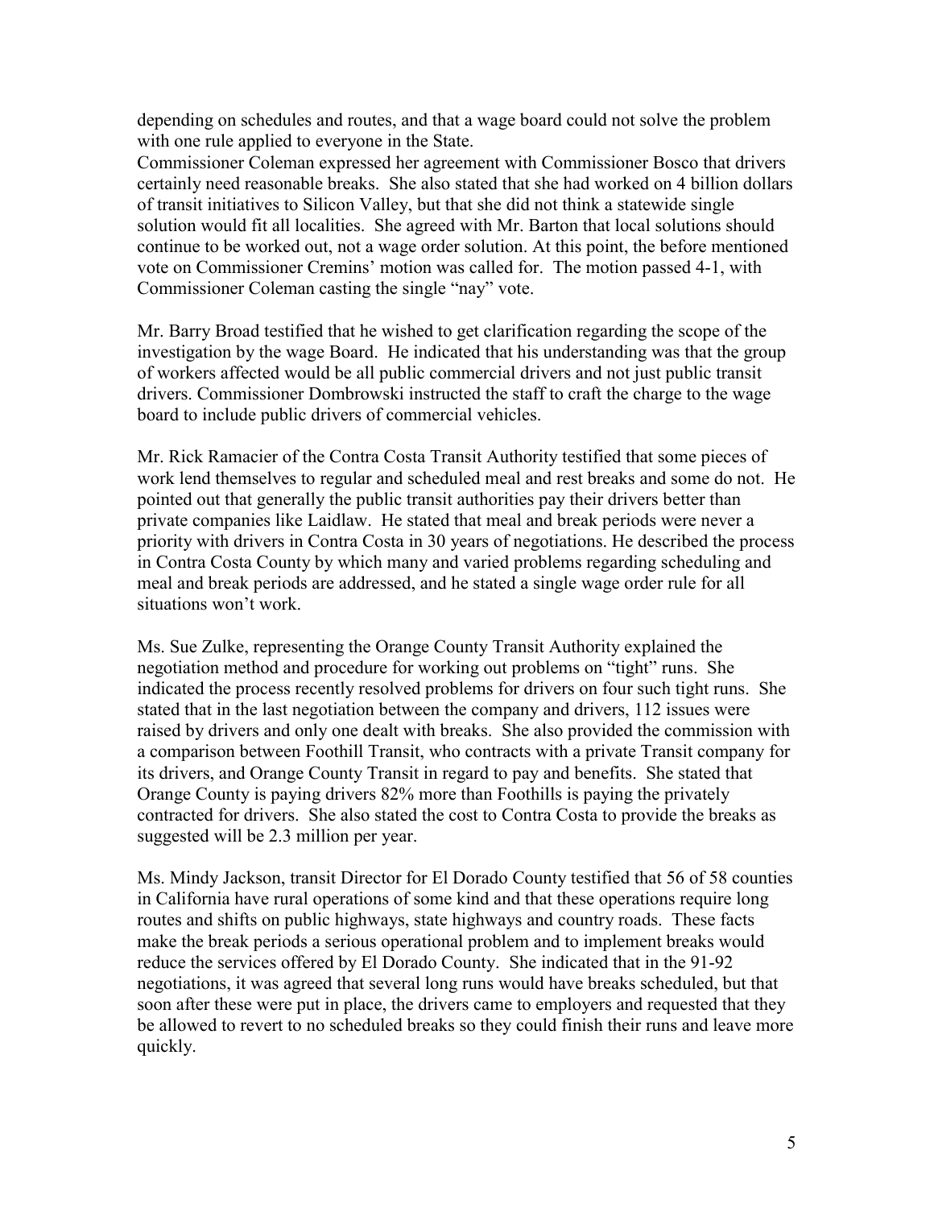depending on schedules and routes, and that a wage board could not solve the problem with one rule applied to everyone in the State.
Commissioner Coleman expressed her agreement with Commissioner Bosco that drivers certainly need reasonable breaks. She also stated that she had worked on 4 billion dollars of transit initiatives to Silicon Valley, but that she did not think a statewide single solution would fit all localities. She agreed with Mr. Barton that local solutions should continue to be worked out, not a wage order solution. At this point, the before mentioned vote on Commissioner Cremins' motion was called for. The motion passed 4-1, with Commissioner Coleman casting the single "nay" vote.

Mr. Barry Broad testified that he wished to get clarification regarding the scope of the investigation by the wage Board. He indicated that his understanding was that the group of workers affected would be all public commercial drivers and not just public transit drivers. Commissioner Dombrowski instructed the staff to craft the charge to the wage board to include public drivers of commercial vehicles.

Mr. Rick Ramacier of the Contra Costa Transit Authority testified that some pieces of work lend themselves to regular and scheduled meal and rest breaks and some do not. He pointed out that generally the public transit authorities pay their drivers better than private companies like Laidlaw. He stated that meal and break periods were never a priority with drivers in Contra Costa in 30 years of negotiations. He described the process in Contra Costa County by which many and varied problems regarding scheduling and meal and break periods are addressed, and he stated a single wage order rule for all situations won't work.

Ms. Sue Zulke, representing the Orange County Transit Authority explained the negotiation method and procedure for working out problems on "tight" runs. She indicated the process recently resolved problems for drivers on four such tight runs. She stated that in the last negotiation between the company and drivers, 112 issues were raised by drivers and only one dealt with breaks. She also provided the commission with a comparison between Foothill Transit, who contracts with a private Transit company for its drivers, and Orange County Transit in regard to pay and benefits. She stated that Orange County is paying drivers 82% more than Foothills is paying the privately contracted for drivers. She also stated the cost to Contra Costa to provide the breaks as suggested will be 2.3 million per year.

Ms. Mindy Jackson, transit Director for El Dorado County testified that 56 of 58 counties in California have rural operations of some kind and that these operations require long routes and shifts on public highways, state highways and country roads. These facts make the break periods a serious operational problem and to implement breaks would reduce the services offered by El Dorado County. She indicated that in the 91-92 negotiations, it was agreed that several long runs would have breaks scheduled, but that soon after these were put in place, the drivers came to employers and requested that they be allowed to revert to no scheduled breaks so they could finish their runs and leave more quickly.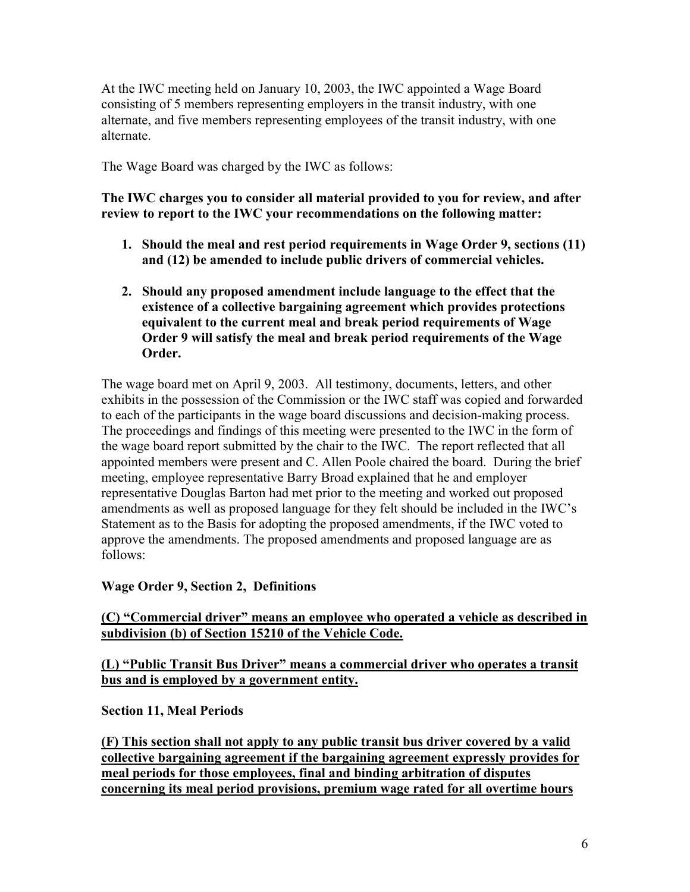At the IWC meeting held on January 10, 2003, the IWC appointed a Wage Board consisting of 5 members representing employers in the transit industry, with one alternate, and five members representing employees of the transit industry, with one alternate.

The Wage Board was charged by the IWC as follows:

**The IWC charges you to consider all material provided to you for review, and after review to report to the IWC your recommendations on the following matter:**

1. **Should the meal and rest period requirements in Wage Order 9, sections (11) and (12) be amended to include public drivers of commercial vehicles.**

2. **Should any proposed amendment include language to the effect that the existence of a collective bargaining agreement which provides protections equivalent to the current meal and break period requirements of Wage Order 9 will satisfy the meal and break period requirements of the Wage Order.**

The wage board met on April 9, 2003. All testimony, documents, letters, and other exhibits in the possession of the Commission or the IWC staff was copied and forwarded to each of the participants in the wage board discussions and decision-making process. The proceedings and findings of this meeting were presented to the IWC in the form of the wage board report submitted by the chair to the IWC. The report reflected that all appointed members were present and C. Allen Poole chaired the board. During the brief meeting, employee representative Barry Broad explained that he and employer representative Douglas Barton had met prior to the meeting and worked out proposed amendments as well as proposed language for they felt should be included in the IWC's Statement as to the Basis for adopting the proposed amendments, if the IWC voted to approve the amendments. The proposed amendments and proposed language are as follows:

**Wage Order 9, Section 2, Definitions**

<u>**(C) "Commercial driver" means an employee who operated a vehicle as described in subdivision (b) of Section 15210 of the Vehicle Code.**</u>

<u>**(L) "Public Transit Bus Driver" means a commercial driver who operates a transit bus and is employed by a government entity.**</u>

**Section 11, Meal Periods**

<u>**(F) This section shall not apply to any public transit bus driver covered by a valid collective bargaining agreement if the bargaining agreement expressly provides for meal periods for those employees, final and binding arbitration of disputes concerning its meal period provisions, premium wage rated for all overtime hours**</u>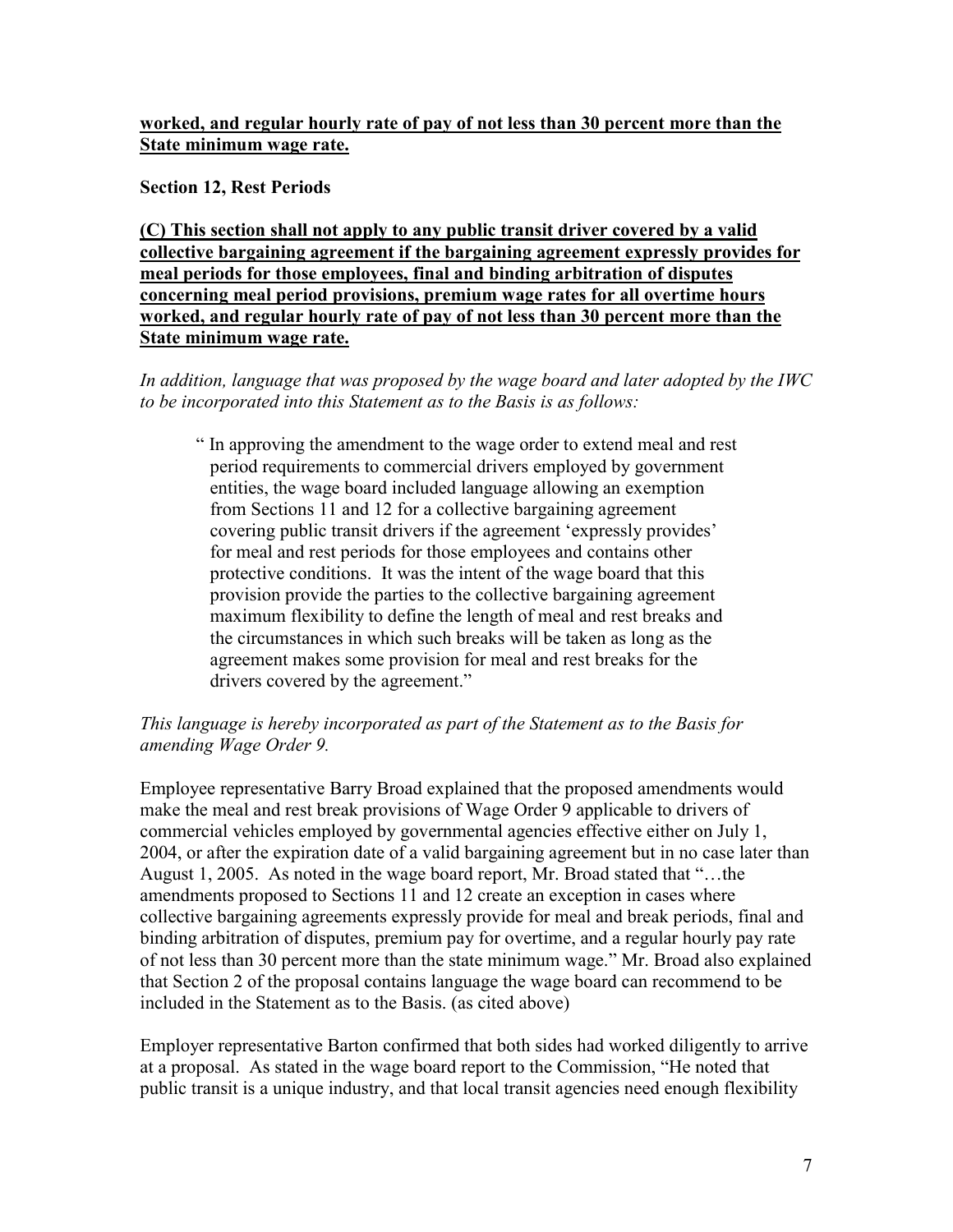**<u>worked, and regular hourly rate of pay of not less than 30 percent more than the State minimum wage rate.</u>**

**Section 12, Rest Periods**

**<u>(C) This section shall not apply to any public transit driver covered by a valid collective bargaining agreement if the bargaining agreement expressly provides for meal periods for those employees, final and binding arbitration of disputes concerning meal period provisions, premium wage rates for all overtime hours worked, and regular hourly rate of pay of not less than 30 percent more than the State minimum wage rate.</u>**

*In addition, language that was proposed by the wage board and later adopted by the IWC to be incorporated into this Statement as to the Basis is as follows:*

> " In approving the amendment to the wage order to extend meal and rest period requirements to commercial drivers employed by government entities, the wage board included language allowing an exemption from Sections 11 and 12 for a collective bargaining agreement covering public transit drivers if the agreement 'expressly provides' for meal and rest periods for those employees and contains other protective conditions. It was the intent of the wage board that this provision provide the parties to the collective bargaining agreement maximum flexibility to define the length of meal and rest breaks and the circumstances in which such breaks will be taken as long as the agreement makes some provision for meal and rest breaks for the drivers covered by the agreement."

*This language is hereby incorporated as part of the Statement as to the Basis for amending Wage Order 9.*

Employee representative Barry Broad explained that the proposed amendments would make the meal and rest break provisions of Wage Order 9 applicable to drivers of commercial vehicles employed by governmental agencies effective either on July 1, 2004, or after the expiration date of a valid bargaining agreement but in no case later than August 1, 2005. As noted in the wage board report, Mr. Broad stated that "…the amendments proposed to Sections 11 and 12 create an exception in cases where collective bargaining agreements expressly provide for meal and break periods, final and binding arbitration of disputes, premium pay for overtime, and a regular hourly pay rate of not less than 30 percent more than the state minimum wage." Mr. Broad also explained that Section 2 of the proposal contains language the wage board can recommend to be included in the Statement as to the Basis. (as cited above)

Employer representative Barton confirmed that both sides had worked diligently to arrive at a proposal. As stated in the wage board report to the Commission, "He noted that public transit is a unique industry, and that local transit agencies need enough flexibility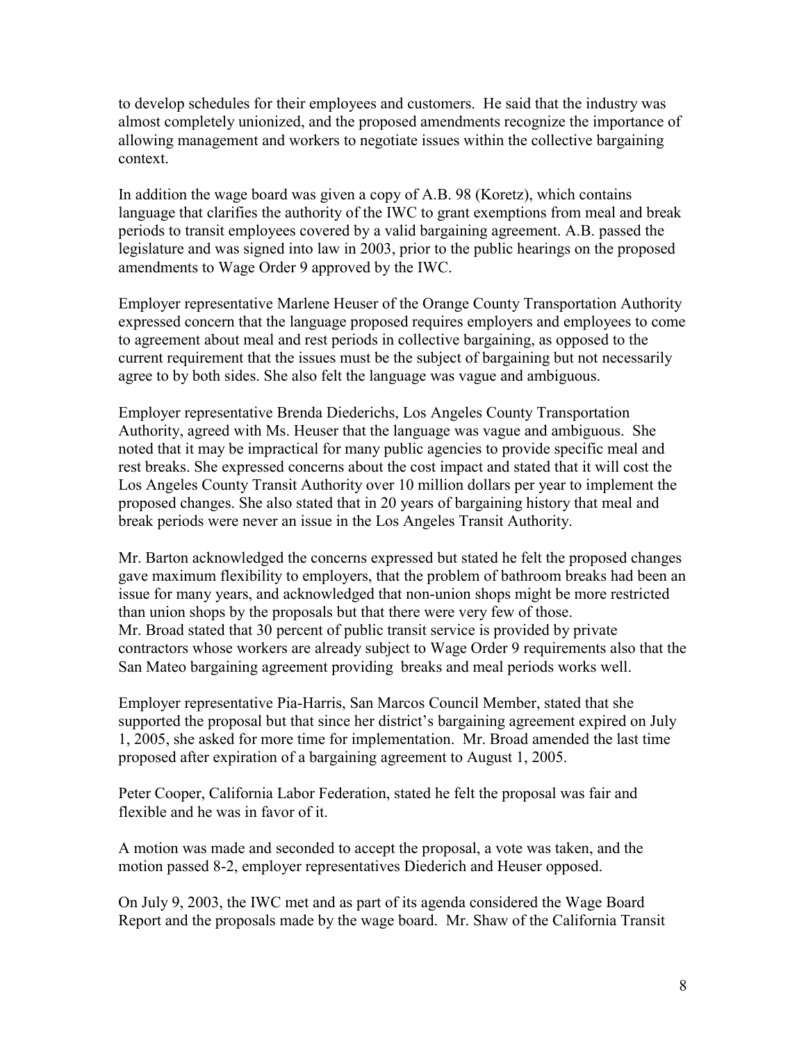to develop schedules for their employees and customers. He said that the industry was almost completely unionized, and the proposed amendments recognize the importance of allowing management and workers to negotiate issues within the collective bargaining context.

In addition the wage board was given a copy of A.B. 98 (Koretz), which contains language that clarifies the authority of the IWC to grant exemptions from meal and break periods to transit employees covered by a valid bargaining agreement. A.B. passed the legislature and was signed into law in 2003, prior to the public hearings on the proposed amendments to Wage Order 9 approved by the IWC.

Employer representative Marlene Heuser of the Orange County Transportation Authority expressed concern that the language proposed requires employers and employees to come to agreement about meal and rest periods in collective bargaining, as opposed to the current requirement that the issues must be the subject of bargaining but not necessarily agree to by both sides. She also felt the language was vague and ambiguous.

Employer representative Brenda Diederichs, Los Angeles County Transportation Authority, agreed with Ms. Heuser that the language was vague and ambiguous. She noted that it may be impractical for many public agencies to provide specific meal and rest breaks. She expressed concerns about the cost impact and stated that it will cost the Los Angeles County Transit Authority over 10 million dollars per year to implement the proposed changes. She also stated that in 20 years of bargaining history that meal and break periods were never an issue in the Los Angeles Transit Authority.

Mr. Barton acknowledged the concerns expressed but stated he felt the proposed changes gave maximum flexibility to employers, that the problem of bathroom breaks had been an issue for many years, and acknowledged that non-union shops might be more restricted than union shops by the proposals but that there were very few of those.
Mr. Broad stated that 30 percent of public transit service is provided by private contractors whose workers are already subject to Wage Order 9 requirements also that the San Mateo bargaining agreement providing breaks and meal periods works well.

Employer representative Pia-Harris, San Marcos Council Member, stated that she supported the proposal but that since her district's bargaining agreement expired on July 1, 2005, she asked for more time for implementation. Mr. Broad amended the last time proposed after expiration of a bargaining agreement to August 1, 2005.

Peter Cooper, California Labor Federation, stated he felt the proposal was fair and flexible and he was in favor of it.

A motion was made and seconded to accept the proposal, a vote was taken, and the motion passed 8-2, employer representatives Diederich and Heuser opposed.

On July 9, 2003, the IWC met and as part of its agenda considered the Wage Board Report and the proposals made by the wage board. Mr. Shaw of the California Transit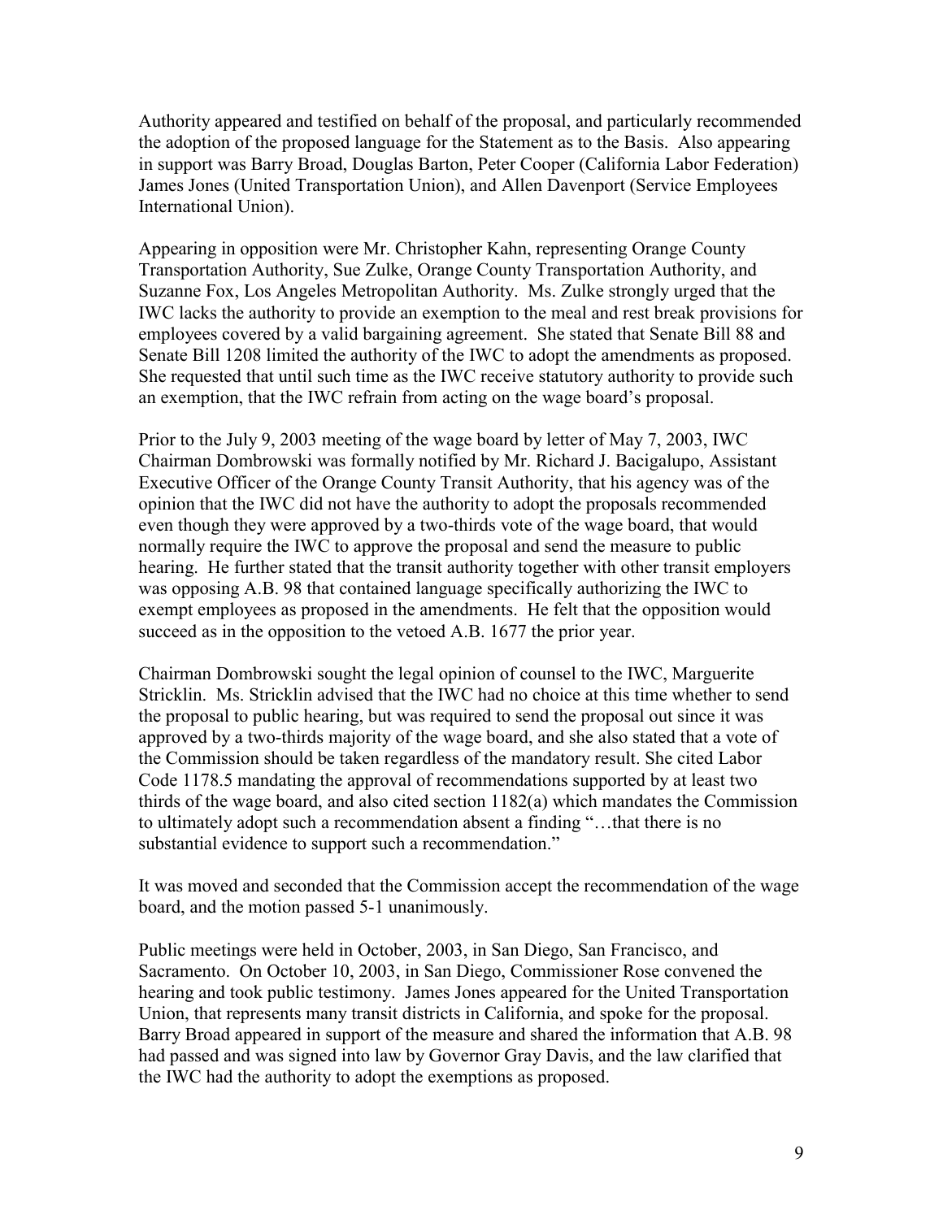Authority appeared and testified on behalf of the proposal, and particularly recommended the adoption of the proposed language for the Statement as to the Basis. Also appearing in support was Barry Broad, Douglas Barton, Peter Cooper (California Labor Federation) James Jones (United Transportation Union), and Allen Davenport (Service Employees International Union).

Appearing in opposition were Mr. Christopher Kahn, representing Orange County Transportation Authority, Sue Zulke, Orange County Transportation Authority, and Suzanne Fox, Los Angeles Metropolitan Authority. Ms. Zulke strongly urged that the IWC lacks the authority to provide an exemption to the meal and rest break provisions for employees covered by a valid bargaining agreement. She stated that Senate Bill 88 and Senate Bill 1208 limited the authority of the IWC to adopt the amendments as proposed. She requested that until such time as the IWC receive statutory authority to provide such an exemption, that the IWC refrain from acting on the wage board's proposal.

Prior to the July 9, 2003 meeting of the wage board by letter of May 7, 2003, IWC Chairman Dombrowski was formally notified by Mr. Richard J. Bacigalupo, Assistant Executive Officer of the Orange County Transit Authority, that his agency was of the opinion that the IWC did not have the authority to adopt the proposals recommended even though they were approved by a two-thirds vote of the wage board, that would normally require the IWC to approve the proposal and send the measure to public hearing. He further stated that the transit authority together with other transit employers was opposing A.B. 98 that contained language specifically authorizing the IWC to exempt employees as proposed in the amendments. He felt that the opposition would succeed as in the opposition to the vetoed A.B. 1677 the prior year.

Chairman Dombrowski sought the legal opinion of counsel to the IWC, Marguerite Stricklin. Ms. Stricklin advised that the IWC had no choice at this time whether to send the proposal to public hearing, but was required to send the proposal out since it was approved by a two-thirds majority of the wage board, and she also stated that a vote of the Commission should be taken regardless of the mandatory result. She cited Labor Code 1178.5 mandating the approval of recommendations supported by at least two thirds of the wage board, and also cited section 1182(a) which mandates the Commission to ultimately adopt such a recommendation absent a finding "…that there is no substantial evidence to support such a recommendation."

It was moved and seconded that the Commission accept the recommendation of the wage board, and the motion passed 5-1 unanimously.

Public meetings were held in October, 2003, in San Diego, San Francisco, and Sacramento. On October 10, 2003, in San Diego, Commissioner Rose convened the hearing and took public testimony. James Jones appeared for the United Transportation Union, that represents many transit districts in California, and spoke for the proposal. Barry Broad appeared in support of the measure and shared the information that A.B. 98 had passed and was signed into law by Governor Gray Davis, and the law clarified that the IWC had the authority to adopt the exemptions as proposed.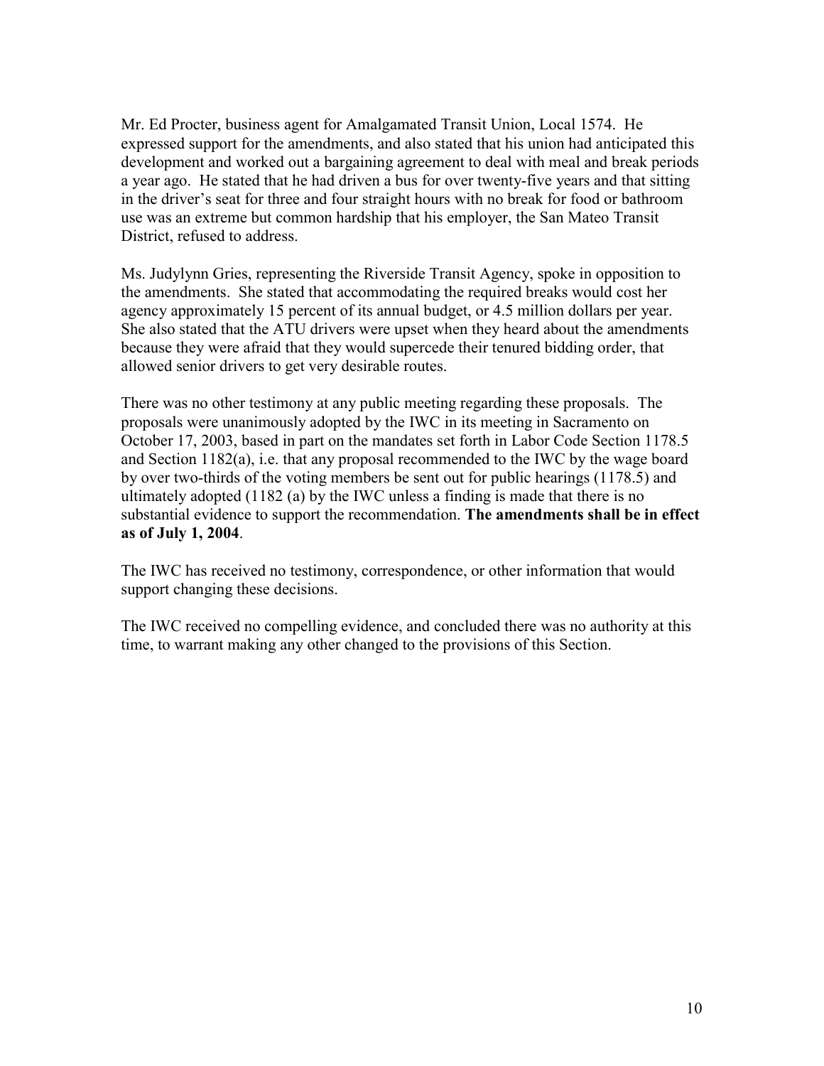Mr. Ed Procter, business agent for Amalgamated Transit Union, Local 1574. He expressed support for the amendments, and also stated that his union had anticipated this development and worked out a bargaining agreement to deal with meal and break periods a year ago. He stated that he had driven a bus for over twenty-five years and that sitting in the driver's seat for three and four straight hours with no break for food or bathroom use was an extreme but common hardship that his employer, the San Mateo Transit District, refused to address.

Ms. Judylynn Gries, representing the Riverside Transit Agency, spoke in opposition to the amendments. She stated that accommodating the required breaks would cost her agency approximately 15 percent of its annual budget, or 4.5 million dollars per year. She also stated that the ATU drivers were upset when they heard about the amendments because they were afraid that they would supercede their tenured bidding order, that allowed senior drivers to get very desirable routes.

There was no other testimony at any public meeting regarding these proposals. The proposals were unanimously adopted by the IWC in its meeting in Sacramento on October 17, 2003, based in part on the mandates set forth in Labor Code Section 1178.5 and Section 1182(a), i.e. that any proposal recommended to the IWC by the wage board by over two-thirds of the voting members be sent out for public hearings (1178.5) and ultimately adopted (1182 (a) by the IWC unless a finding is made that there is no substantial evidence to support the recommendation. **The amendments shall be in effect as of July 1, 2004**.

The IWC has received no testimony, correspondence, or other information that would support changing these decisions.

The IWC received no compelling evidence, and concluded there was no authority at this time, to warrant making any other changed to the provisions of this Section.